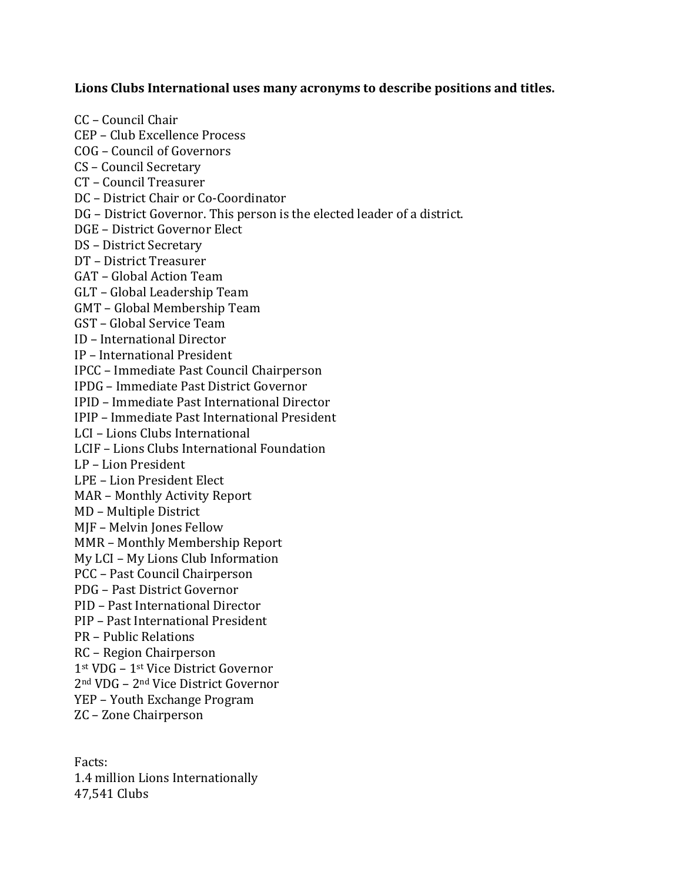**Lions Clubs International uses many acronyms to describe positions and titles.**

CC – Council Chair
CEP – Club Excellence Process
COG – Council of Governors
CS – Council Secretary
CT – Council Treasurer
DC – District Chair or Co-Coordinator
DG – District Governor. This person is the elected leader of a district.
DGE – District Governor Elect
DS – District Secretary
DT – District Treasurer
GAT – Global Action Team
GLT – Global Leadership Team
GMT – Global Membership Team
GST – Global Service Team
ID – International Director
IP – International President
IPCC – Immediate Past Council Chairperson
IPDG – Immediate Past District Governor
IPID – Immediate Past International Director
IPIP – Immediate Past International President
LCI – Lions Clubs International
LCIF – Lions Clubs International Foundation
LP – Lion President
LPE – Lion President Elect
MAR – Monthly Activity Report
MD – Multiple District
MJF – Melvin Jones Fellow
MMR – Monthly Membership Report
My LCI – My Lions Club Information
PCC – Past Council Chairperson
PDG – Past District Governor
PID – Past International Director
PIP – Past International President
PR – Public Relations
RC – Region Chairperson
1st VDG – 1st Vice District Governor
2nd VDG – 2nd Vice District Governor
YEP – Youth Exchange Program
ZC – Zone Chairperson

Facts:
1.4 million Lions Internationally
47,541 Clubs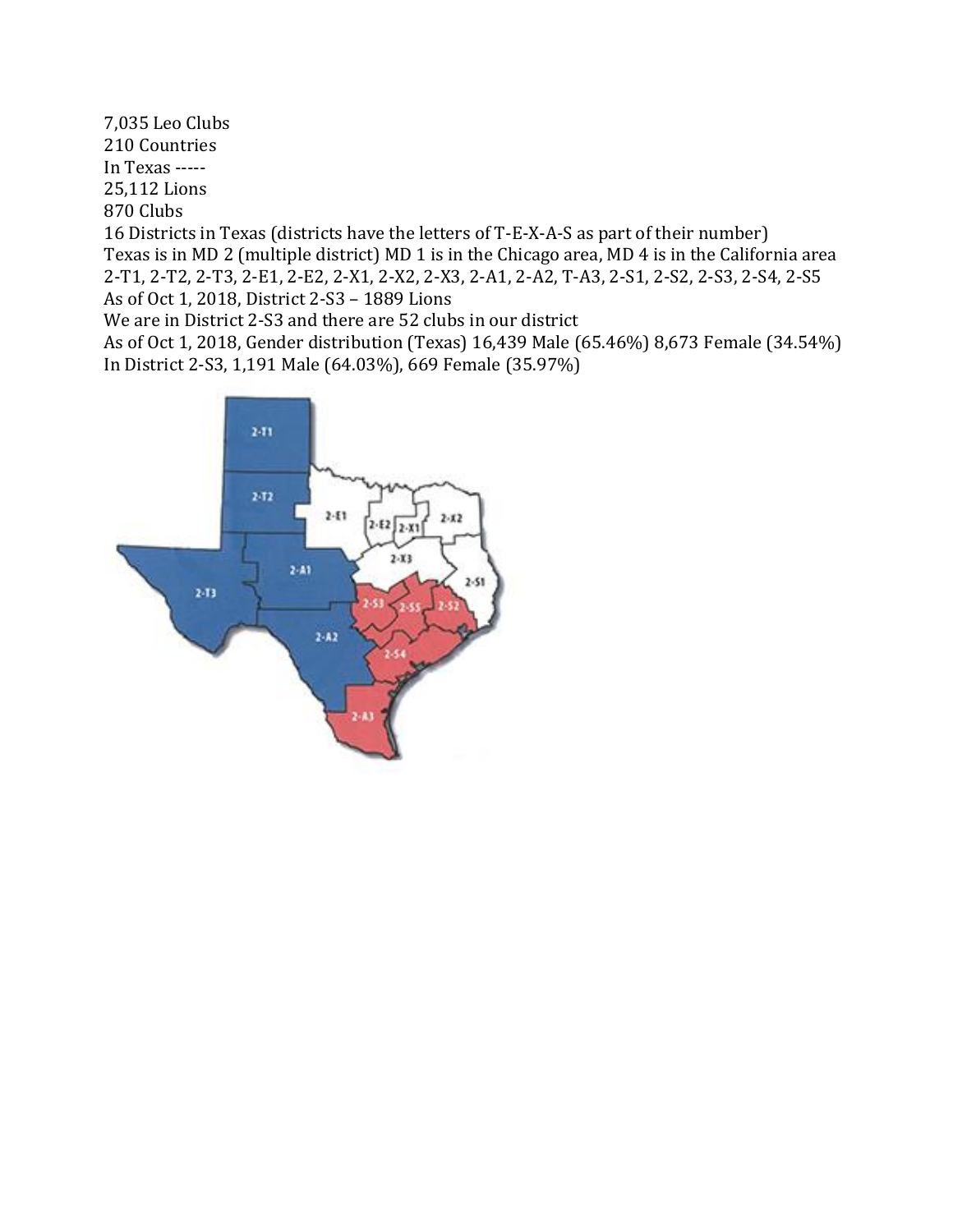7,035 Leo Clubs
210 Countries
In Texas -----
25,112 Lions
870 Clubs
16 Districts in Texas (districts have the letters of T-E-X-A-S as part of their number)
Texas is in MD 2 (multiple district) MD 1 is in the Chicago area, MD 4 is in the California area
2-T1, 2-T2, 2-T3, 2-E1, 2-E2, 2-X1, 2-X2, 2-X3, 2-A1, 2-A2, T-A3, 2-S1, 2-S2, 2-S3, 2-S4, 2-S5
As of Oct 1, 2018, District 2-S3 – 1889 Lions
We are in District 2-S3 and there are 52 clubs in our district
As of Oct 1, 2018, Gender distribution (Texas) 16,439 Male (65.46%) 8,673 Female (34.54%)
In District 2-S3, 1,191 Male (64.03%), 669 Female (35.97%)

2-T1
2-T2
2-E1
2-E2
2-X1
2-X2
2-X3
2-A1
2-T3
2-S1
2-S3
2-S5
2-S2
2-A2
2-S4
2-A3